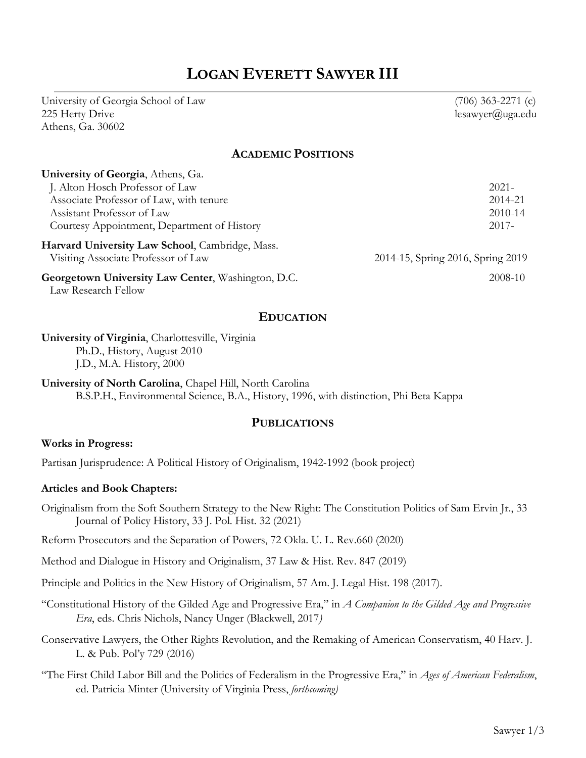# LOGAN EVERETT SAWYER III

University of Georgia School of Law
225 Herty Drive
Athens, Ga. 30602

(706) 363-2271 (c)
lesawyer@uga.edu

## ACADEMIC POSITIONS

**University of Georgia**, Athens, Ga.

| | |
|---|---|
| J. Alton Hosch Professor of Law | 2021- |
| Associate Professor of Law, with tenure | 2014-21 |
| Assistant Professor of Law | 2010-14 |
| Courtesy Appointment, Department of History | 2017- |

**Harvard University Law School**, Cambridge, Mass.
Visiting Associate Professor of Law — 2014-15, Spring 2016, Spring 2019

**Georgetown University Law Center**, Washington, D.C. — 2008-10
Law Research Fellow

## EDUCATION

**University of Virginia**, Charlottesville, Virginia
Ph.D., History, August 2010
J.D., M.A. History, 2000

**University of North Carolina**, Chapel Hill, North Carolina
B.S.P.H., Environmental Science, B.A., History, 1996, with distinction, Phi Beta Kappa

## PUBLICATIONS

### Works in Progress:

Partisan Jurisprudence: A Political History of Originalism, 1942-1992 (book project)

### Articles and Book Chapters:

Originalism from the Soft Southern Strategy to the New Right: The Constitution Politics of Sam Ervin Jr., 33 Journal of Policy History, 33 J. Pol. Hist. 32 (2021)

Reform Prosecutors and the Separation of Powers, 72 Okla. U. L. Rev.660 (2020)

Method and Dialogue in History and Originalism, 37 Law & Hist. Rev. 847 (2019)

Principle and Politics in the New History of Originalism, 57 Am. J. Legal Hist. 198 (2017).

"Constitutional History of the Gilded Age and Progressive Era," in *A Companion to the Gilded Age and Progressive Era*, eds. Chris Nichols, Nancy Unger (Blackwell, 2017)

Conservative Lawyers, the Other Rights Revolution, and the Remaking of American Conservatism, 40 Harv. J. L. & Pub. Pol'y 729 (2016)

"The First Child Labor Bill and the Politics of Federalism in the Progressive Era," in *Ages of American Federalism*, ed. Patricia Minter (University of Virginia Press, *forthcoming)*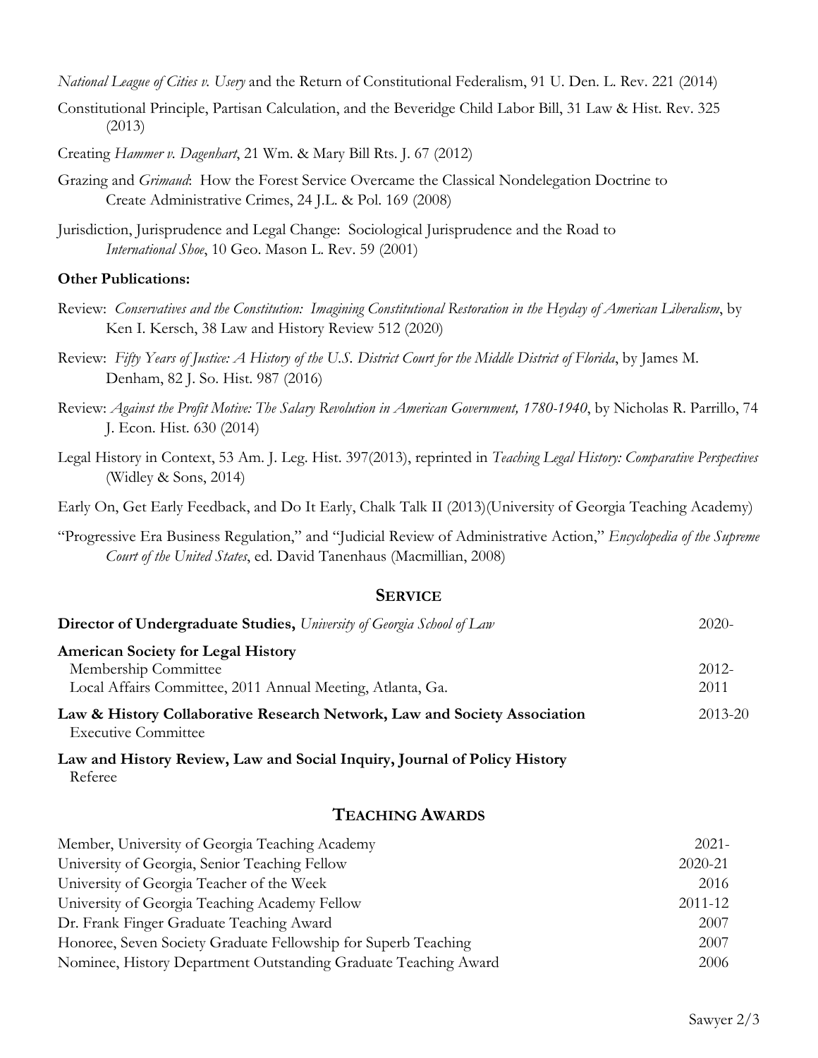*National League of Cities v. Usery* and the Return of Constitutional Federalism, 91 U. Den. L. Rev. 221 (2014)

Constitutional Principle, Partisan Calculation, and the Beveridge Child Labor Bill, 31 Law & Hist. Rev. 325 (2013)

Creating *Hammer v. Dagenhart*, 21 Wm. & Mary Bill Rts. J. 67 (2012)

Grazing and *Grimaud*: How the Forest Service Overcame the Classical Nondelegation Doctrine to Create Administrative Crimes, 24 J.L. & Pol. 169 (2008)

Jurisdiction, Jurisprudence and Legal Change: Sociological Jurisprudence and the Road to *International Shoe*, 10 Geo. Mason L. Rev. 59 (2001)

**Other Publications:**

Review: *Conservatives and the Constitution: Imagining Constitutional Restoration in the Heyday of American Liberalism*, by Ken I. Kersch, 38 Law and History Review 512 (2020)

Review: *Fifty Years of Justice: A History of the U.S. District Court for the Middle District of Florida*, by James M. Denham, 82 J. So. Hist. 987 (2016)

Review: *Against the Profit Motive: The Salary Revolution in American Government, 1780-1940*, by Nicholas R. Parrillo, 74 J. Econ. Hist. 630 (2014)

Legal History in Context, 53 Am. J. Leg. Hist. 397(2013), reprinted in *Teaching Legal History: Comparative Perspectives* (Widley & Sons, 2014)

Early On, Get Early Feedback, and Do It Early, Chalk Talk II (2013)(University of Georgia Teaching Academy)

"Progressive Era Business Regulation," and "Judicial Review of Administrative Action," *Encyclopedia of the Supreme Court of the United States*, ed. David Tanenhaus (Macmillian, 2008)

## SERVICE

**Director of Undergraduate Studies,** *University of Georgia School of Law* — 2020-

**American Society for Legal History**
- Membership Committee — 2012-
- Local Affairs Committee, 2011 Annual Meeting, Atlanta, Ga. — 2011

**Law & History Collaborative Research Network, Law and Society Association** — 2013-20
Executive Committee

**Law and History Review, Law and Social Inquiry, Journal of Policy History**
Referee

## TEACHING AWARDS

| Award | Year |
| --- | --- |
| Member, University of Georgia Teaching Academy | 2021- |
| University of Georgia, Senior Teaching Fellow | 2020-21 |
| University of Georgia Teacher of the Week | 2016 |
| University of Georgia Teaching Academy Fellow | 2011-12 |
| Dr. Frank Finger Graduate Teaching Award | 2007 |
| Honoree, Seven Society Graduate Fellowship for Superb Teaching | 2007 |
| Nominee, History Department Outstanding Graduate Teaching Award | 2006 |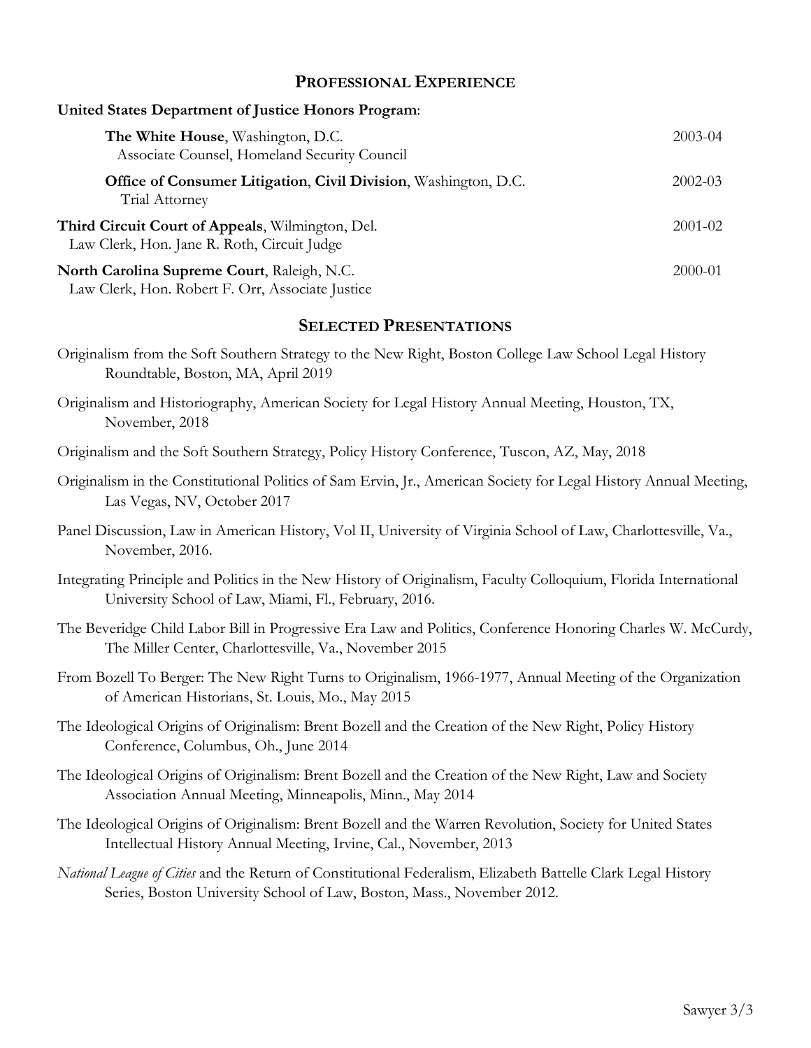## Professional Experience

**United States Department of Justice Honors Program**:

**The White House**, Washington, D.C. — 2003-04
Associate Counsel, Homeland Security Council

**Office of Consumer Litigation**, **Civil Division**, Washington, D.C. — 2002-03
Trial Attorney

**Third Circuit Court of Appeals**, Wilmington, Del. — 2001-02
Law Clerk, Hon. Jane R. Roth, Circuit Judge

**North Carolina Supreme Court**, Raleigh, N.C. — 2000-01
Law Clerk, Hon. Robert F. Orr, Associate Justice

## Selected Presentations

Originalism from the Soft Southern Strategy to the New Right, Boston College Law School Legal History Roundtable, Boston, MA, April 2019

Originalism and Historiography, American Society for Legal History Annual Meeting, Houston, TX, November, 2018

Originalism and the Soft Southern Strategy, Policy History Conference, Tuscon, AZ, May, 2018

Originalism in the Constitutional Politics of Sam Ervin, Jr., American Society for Legal History Annual Meeting, Las Vegas, NV, October 2017

Panel Discussion, Law in American History, Vol II, University of Virginia School of Law, Charlottesville, Va., November, 2016.

Integrating Principle and Politics in the New History of Originalism, Faculty Colloquium, Florida International University School of Law, Miami, Fl., February, 2016.

The Beveridge Child Labor Bill in Progressive Era Law and Politics, Conference Honoring Charles W. McCurdy, The Miller Center, Charlottesville, Va., November 2015

From Bozell To Berger: The New Right Turns to Originalism, 1966-1977, Annual Meeting of the Organization of American Historians, St. Louis, Mo., May 2015

The Ideological Origins of Originalism: Brent Bozell and the Creation of the New Right, Policy History Conference, Columbus, Oh., June 2014

The Ideological Origins of Originalism: Brent Bozell and the Creation of the New Right, Law and Society Association Annual Meeting, Minneapolis, Minn., May 2014

The Ideological Origins of Originalism: Brent Bozell and the Warren Revolution, Society for United States Intellectual History Annual Meeting, Irvine, Cal., November, 2013

*National League of Cities* and the Return of Constitutional Federalism, Elizabeth Battelle Clark Legal History Series, Boston University School of Law, Boston, Mass., November 2012.